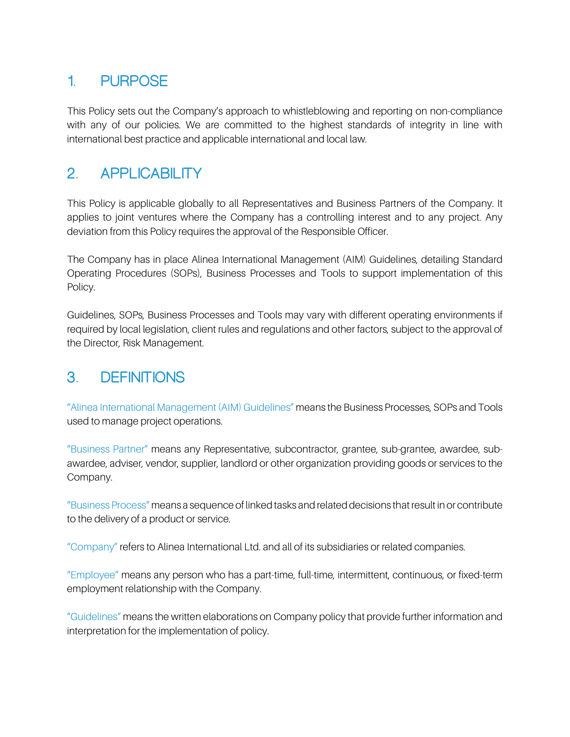## 1. PURPOSE

This Policy sets out the Company's approach to whistleblowing and reporting on non-compliance with any of our policies. We are committed to the highest standards of integrity in line with international best practice and applicable international and local law.

## 2. APPLICABILITY

This Policy is applicable globally to all Representatives and Business Partners of the Company. It applies to joint ventures where the Company has a controlling interest and to any project. Any deviation from this Policy requires the approval of the Responsible Officer.

The Company has in place Alinea International Management (AIM) Guidelines, detailing Standard Operating Procedures (SOPs), Business Processes and Tools to support implementation of this Policy.

Guidelines, SOPs, Business Processes and Tools may vary with different operating environments if required by local legislation, client rules and regulations and other factors, subject to the approval of the Director, Risk Management.

## 3. DEFINITIONS

"Alinea International Management (AIM) Guidelines" means the Business Processes, SOPs and Tools used to manage project operations.

"Business Partner" means any Representative, subcontractor, grantee, sub-grantee, awardee, sub-awardee, adviser, vendor, supplier, landlord or other organization providing goods or services to the Company.

"Business Process" means a sequence of linked tasks and related decisions that result in or contribute to the delivery of a product or service.

"Company" refers to Alinea International Ltd. and all of its subsidiaries or related companies.

"Employee" means any person who has a part-time, full-time, intermittent, continuous, or fixed-term employment relationship with the Company.

"Guidelines" means the written elaborations on Company policy that provide further information and interpretation for the implementation of policy.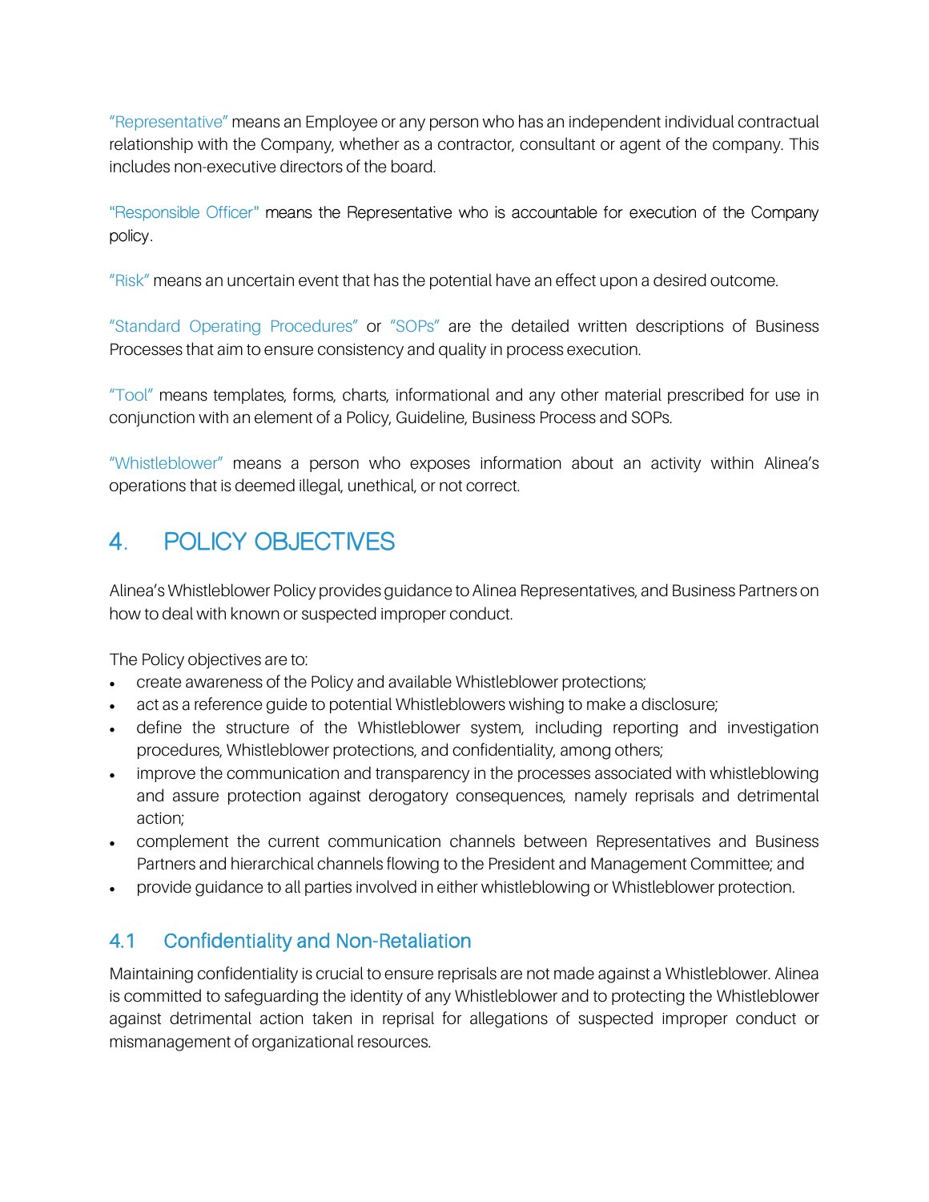"Representative" means an Employee or any person who has an independent individual contractual relationship with the Company, whether as a contractor, consultant or agent of the company. This includes non-executive directors of the board.

"Responsible Officer" means the Representative who is accountable for execution of the Company policy.

"Risk" means an uncertain event that has the potential have an effect upon a desired outcome.

"Standard Operating Procedures" or "SOPs" are the detailed written descriptions of Business Processes that aim to ensure consistency and quality in process execution.

"Tool" means templates, forms, charts, informational and any other material prescribed for use in conjunction with an element of a Policy, Guideline, Business Process and SOPs.

"Whistleblower" means a person who exposes information about an activity within Alinea's operations that is deemed illegal, unethical, or not correct.

# 4. POLICY OBJECTIVES

Alinea's Whistleblower Policy provides guidance to Alinea Representatives, and Business Partners on how to deal with known or suspected improper conduct.

The Policy objectives are to:

- create awareness of the Policy and available Whistleblower protections;
- act as a reference guide to potential Whistleblowers wishing to make a disclosure;
- define the structure of the Whistleblower system, including reporting and investigation procedures, Whistleblower protections, and confidentiality, among others;
- improve the communication and transparency in the processes associated with whistleblowing and assure protection against derogatory consequences, namely reprisals and detrimental action;
- complement the current communication channels between Representatives and Business Partners and hierarchical channels flowing to the President and Management Committee; and
- provide guidance to all parties involved in either whistleblowing or Whistleblower protection.

## 4.1 Confidentiality and Non-Retaliation

Maintaining confidentiality is crucial to ensure reprisals are not made against a Whistleblower. Alinea is committed to safeguarding the identity of any Whistleblower and to protecting the Whistleblower against detrimental action taken in reprisal for allegations of suspected improper conduct or mismanagement of organizational resources.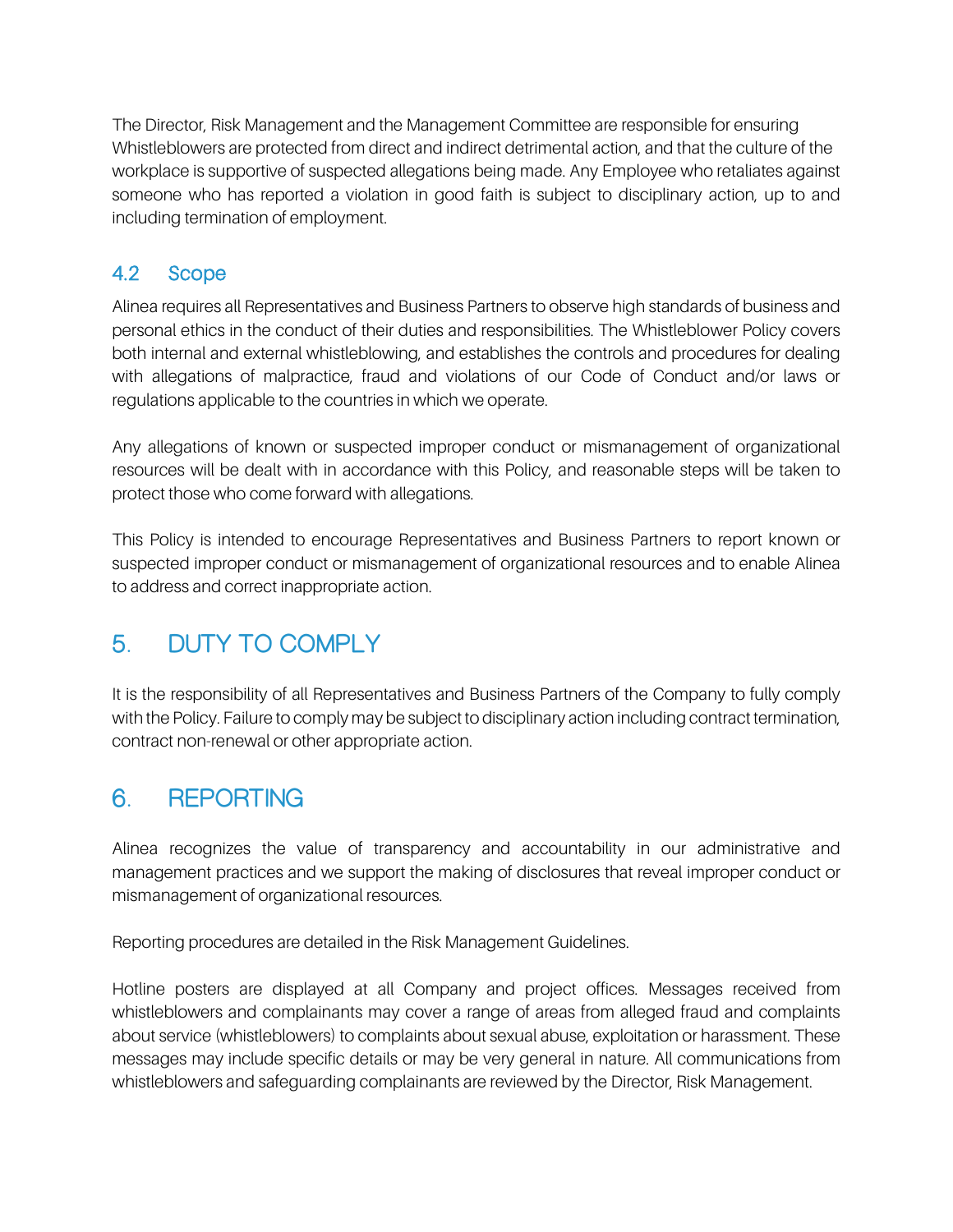The Director, Risk Management and the Management Committee are responsible for ensuring Whistleblowers are protected from direct and indirect detrimental action, and that the culture of the workplace is supportive of suspected allegations being made. Any Employee who retaliates against someone who has reported a violation in good faith is subject to disciplinary action, up to and including termination of employment.

### 4.2 Scope

Alinea requires all Representatives and Business Partners to observe high standards of business and personal ethics in the conduct of their duties and responsibilities. The Whistleblower Policy covers both internal and external whistleblowing, and establishes the controls and procedures for dealing with allegations of malpractice, fraud and violations of our Code of Conduct and/or laws or regulations applicable to the countries in which we operate.

Any allegations of known or suspected improper conduct or mismanagement of organizational resources will be dealt with in accordance with this Policy, and reasonable steps will be taken to protect those who come forward with allegations.

This Policy is intended to encourage Representatives and Business Partners to report known or suspected improper conduct or mismanagement of organizational resources and to enable Alinea to address and correct inappropriate action.

## 5. DUTY TO COMPLY

It is the responsibility of all Representatives and Business Partners of the Company to fully comply with the Policy. Failure to comply may be subject to disciplinary action including contract termination, contract non-renewal or other appropriate action.

## 6. REPORTING

Alinea recognizes the value of transparency and accountability in our administrative and management practices and we support the making of disclosures that reveal improper conduct or mismanagement of organizational resources.

Reporting procedures are detailed in the Risk Management Guidelines.

Hotline posters are displayed at all Company and project offices. Messages received from whistleblowers and complainants may cover a range of areas from alleged fraud and complaints about service (whistleblowers) to complaints about sexual abuse, exploitation or harassment. These messages may include specific details or may be very general in nature. All communications from whistleblowers and safeguarding complainants are reviewed by the Director, Risk Management.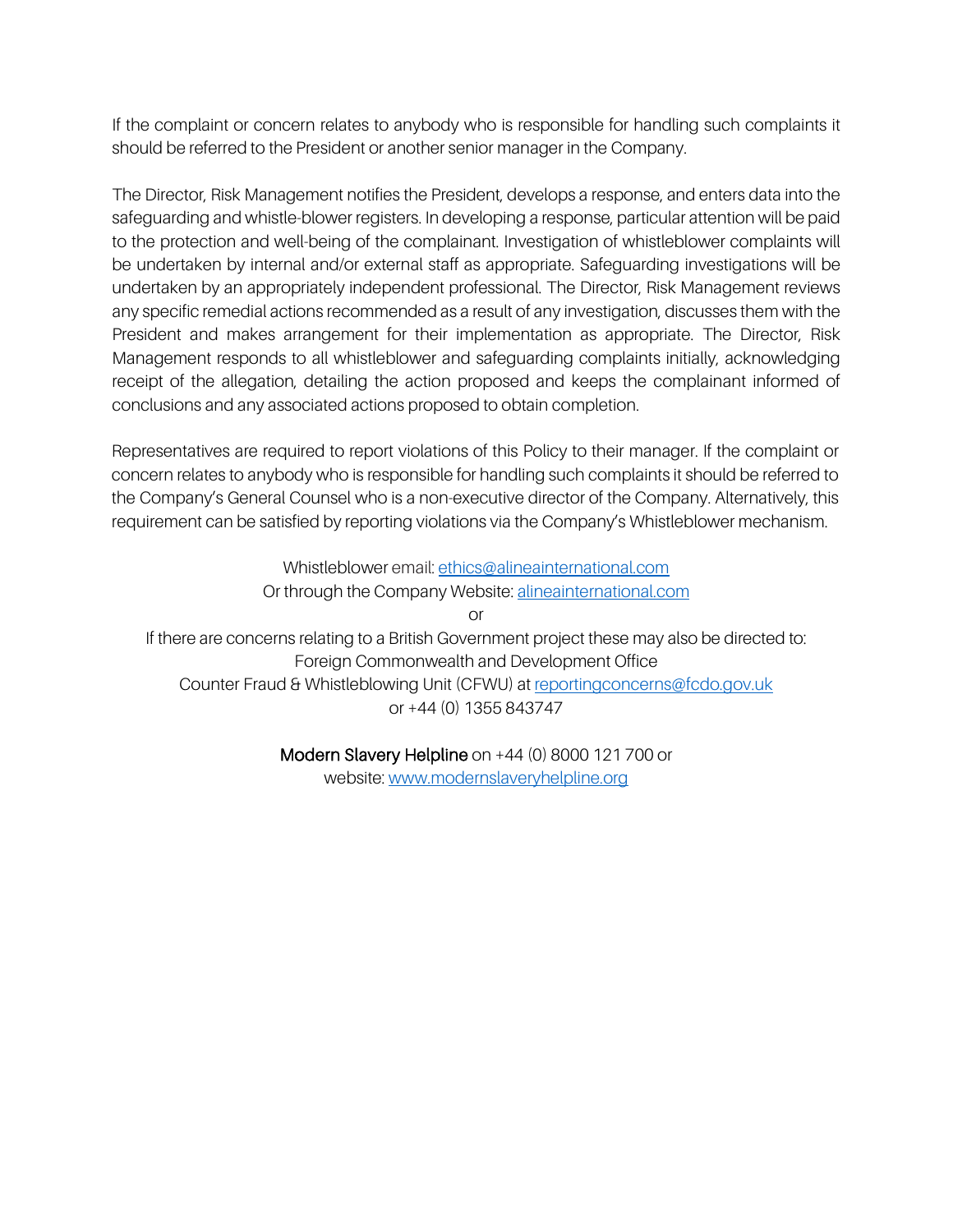If the complaint or concern relates to anybody who is responsible for handling such complaints it should be referred to the President or another senior manager in the Company.

The Director, Risk Management notifies the President, develops a response, and enters data into the safeguarding and whistle-blower registers. In developing a response, particular attention will be paid to the protection and well-being of the complainant. Investigation of whistleblower complaints will be undertaken by internal and/or external staff as appropriate. Safeguarding investigations will be undertaken by an appropriately independent professional. The Director, Risk Management reviews any specific remedial actions recommended as a result of any investigation, discusses them with the President and makes arrangement for their implementation as appropriate. The Director, Risk Management responds to all whistleblower and safeguarding complaints initially, acknowledging receipt of the allegation, detailing the action proposed and keeps the complainant informed of conclusions and any associated actions proposed to obtain completion.

Representatives are required to report violations of this Policy to their manager. If the complaint or concern relates to anybody who is responsible for handling such complaints it should be referred to the Company's General Counsel who is a non-executive director of the Company. Alternatively, this requirement can be satisfied by reporting violations via the Company's Whistleblower mechanism.

Whistleblower email: [ethics@alineainternational.com](mailto:ethics@alineainternational.com)
Or through the Company Website: [alineainternational.com](https://alineainternational.com)

or

If there are concerns relating to a British Government project these may also be directed to:
Foreign Commonwealth and Development Office
Counter Fraud & Whistleblowing Unit (CFWU) at [reportingconcerns@fcdo.gov.uk](mailto:reportingconcerns@fcdo.gov.uk)
or +44 (0) 1355 843747

Modern Slavery Helpline on +44 (0) 8000 121 700 or
website: [www.modernslaveryhelpline.org](http://www.modernslaveryhelpline.org)